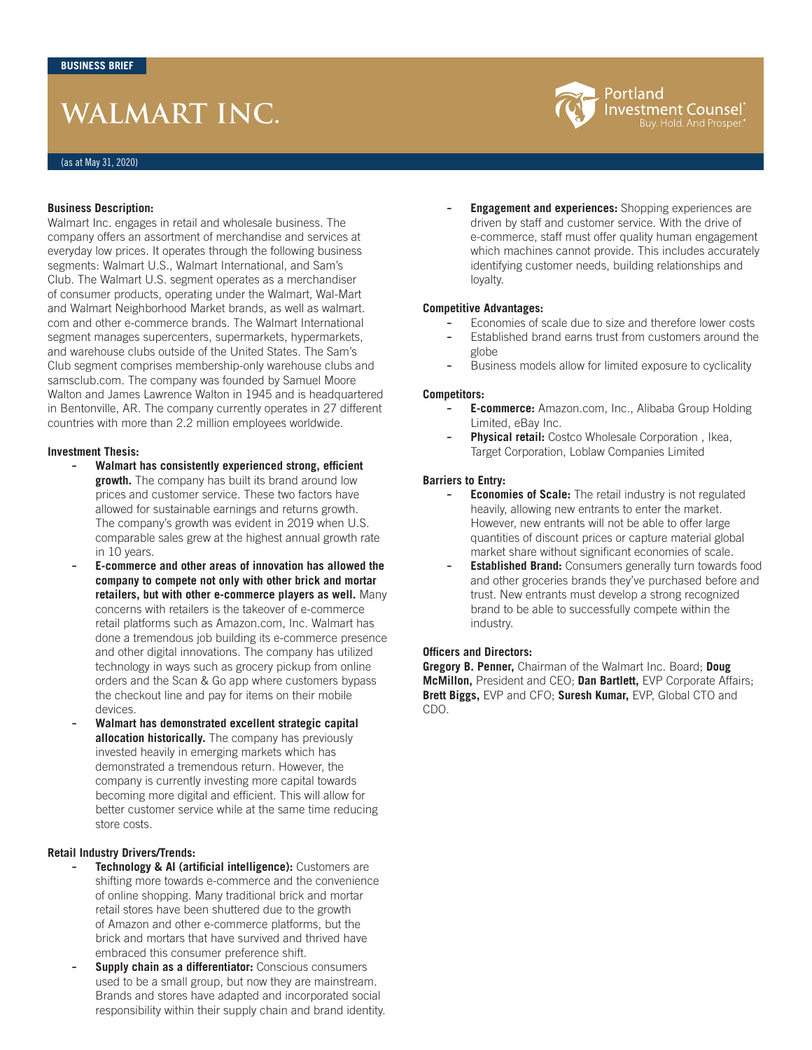BUSINESS BRIEF

# WALMART INC.

Portland Investment Counsel® Buy. Hold. And Prosper.®

(as at May 31, 2020)

**Business Description:**
Walmart Inc. engages in retail and wholesale business. The company offers an assortment of merchandise and services at everyday low prices. It operates through the following business segments: Walmart U.S., Walmart International, and Sam's Club. The Walmart U.S. segment operates as a merchandiser of consumer products, operating under the Walmart, Wal-Mart and Walmart Neighborhood Market brands, as well as walmart.com and other e-commerce brands. The Walmart International segment manages supercenters, supermarkets, hypermarkets, and warehouse clubs outside of the United States. The Sam's Club segment comprises membership-only warehouse clubs and samsclub.com. The company was founded by Samuel Moore Walton and James Lawrence Walton in 1945 and is headquartered in Bentonville, AR. The company currently operates in 27 different countries with more than 2.2 million employees worldwide.

**Investment Thesis:**

- **Walmart has consistently experienced strong, efficient growth.** The company has built its brand around low prices and customer service. These two factors have allowed for sustainable earnings and returns growth. The company's growth was evident in 2019 when U.S. comparable sales grew at the highest annual growth rate in 10 years.
- **E-commerce and other areas of innovation has allowed the company to compete not only with other brick and mortar retailers, but with other e-commerce players as well.** Many concerns with retailers is the takeover of e-commerce retail platforms such as Amazon.com, Inc. Walmart has done a tremendous job building its e-commerce presence and other digital innovations. The company has utilized technology in ways such as grocery pickup from online orders and the Scan & Go app where customers bypass the checkout line and pay for items on their mobile devices.
- **Walmart has demonstrated excellent strategic capital allocation historically.** The company has previously invested heavily in emerging markets which has demonstrated a tremendous return. However, the company is currently investing more capital towards becoming more digital and efficient. This will allow for better customer service while at the same time reducing store costs.

**Retail Industry Drivers/Trends:**

- **Technology & AI (artificial intelligence):** Customers are shifting more towards e-commerce and the convenience of online shopping. Many traditional brick and mortar retail stores have been shuttered due to the growth of Amazon and other e-commerce platforms, but the brick and mortars that have survived and thrived have embraced this consumer preference shift.
- **Supply chain as a differentiator:** Conscious consumers used to be a small group, but now they are mainstream. Brands and stores have adapted and incorporated social responsibility within their supply chain and brand identity.
- **Engagement and experiences:** Shopping experiences are driven by staff and customer service. With the drive of e-commerce, staff must offer quality human engagement which machines cannot provide. This includes accurately identifying customer needs, building relationships and loyalty.

**Competitive Advantages:**

- Economies of scale due to size and therefore lower costs
- Established brand earns trust from customers around the globe
- Business models allow for limited exposure to cyclicality

**Competitors:**

- **E-commerce:** Amazon.com, Inc., Alibaba Group Holding Limited, eBay Inc.
- **Physical retail:** Costco Wholesale Corporation , Ikea, Target Corporation, Loblaw Companies Limited

**Barriers to Entry:**

- **Economies of Scale:** The retail industry is not regulated heavily, allowing new entrants to enter the market. However, new entrants will not be able to offer large quantities of discount prices or capture material global market share without significant economies of scale.
- **Established Brand:** Consumers generally turn towards food and other groceries brands they've purchased before and trust. New entrants must develop a strong recognized brand to be able to successfully compete within the industry.

**Officers and Directors:**
**Gregory B. Penner,** Chairman of the Walmart Inc. Board; **Doug McMillon,** President and CEO; **Dan Bartlett,** EVP Corporate Affairs; **Brett Biggs,** EVP and CFO; **Suresh Kumar,** EVP, Global CTO and CDO.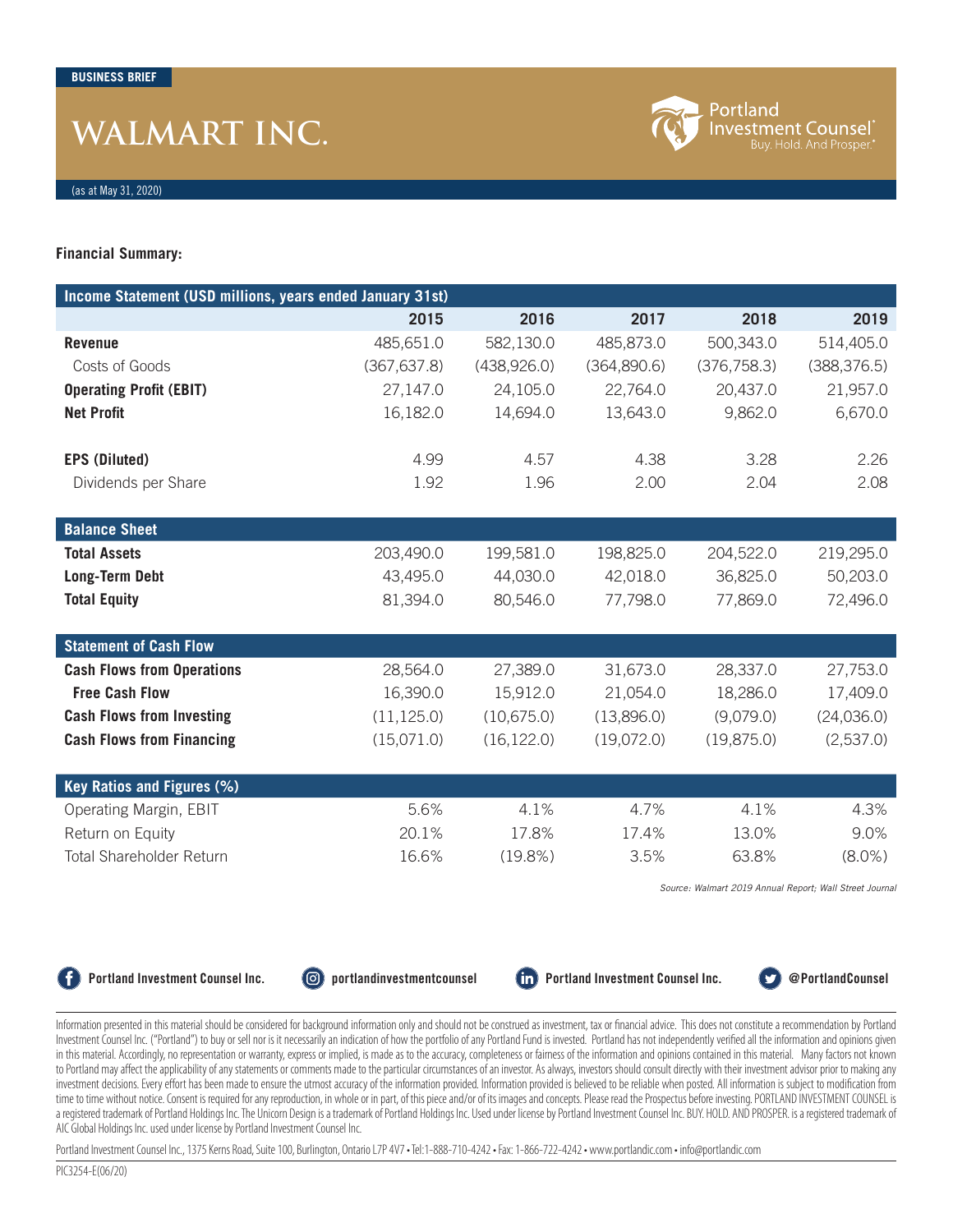BUSINESS BRIEF

# WALMART INC.

(as at May 31, 2020)

**Financial Summary:**

| Income Statement (USD millions, years ended January 31st) | 2015 | 2016 | 2017 | 2018 | 2019 |
|---|---|---|---|---|---|
| **Revenue** | 485,651.0 | 582,130.0 | 485,873.0 | 500,343.0 | 514,405.0 |
| Costs of Goods | (367,637.8) | (438,926.0) | (364,890.6) | (376,758.3) | (388,376.5) |
| **Operating Profit (EBIT)** | 27,147.0 | 24,105.0 | 22,764.0 | 20,437.0 | 21,957.0 |
| **Net Profit** | 16,182.0 | 14,694.0 | 13,643.0 | 9,862.0 | 6,670.0 |
| **EPS (Diluted)** | 4.99 | 4.57 | 4.38 | 3.28 | 2.26 |
| Dividends per Share | 1.92 | 1.96 | 2.00 | 2.04 | 2.08 |
| **Balance Sheet** | | | | | |
| **Total Assets** | 203,490.0 | 199,581.0 | 198,825.0 | 204,522.0 | 219,295.0 |
| **Long-Term Debt** | 43,495.0 | 44,030.0 | 42,018.0 | 36,825.0 | 50,203.0 |
| **Total Equity** | 81,394.0 | 80,546.0 | 77,798.0 | 77,869.0 | 72,496.0 |
| **Statement of Cash Flow** | | | | | |
| **Cash Flows from Operations** | 28,564.0 | 27,389.0 | 31,673.0 | 28,337.0 | 27,753.0 |
| **Free Cash Flow** | 16,390.0 | 15,912.0 | 21,054.0 | 18,286.0 | 17,409.0 |
| **Cash Flows from Investing** | (11,125.0) | (10,675.0) | (13,896.0) | (9,079.0) | (24,036.0) |
| **Cash Flows from Financing** | (15,071.0) | (16,122.0) | (19,072.0) | (19,875.0) | (2,537.0) |
| **Key Ratios and Figures (%)** | | | | | |
| Operating Margin, EBIT | 5.6% | 4.1% | 4.7% | 4.1% | 4.3% |
| Return on Equity | 20.1% | 17.8% | 17.4% | 13.0% | 9.0% |
| Total Shareholder Return | 16.6% | (19.8%) | 3.5% | 63.8% | (8.0%) |

*Source: Walmart 2019 Annual Report; Wall Street Journal*

**Portland Investment Counsel Inc.** **portlandinvestmentcounsel** **Portland Investment Counsel Inc.** **@PortlandCounsel**

Information presented in this material should be considered for background information only and should not be construed as investment, tax or financial advice. This does not constitute a recommendation by Portland Investment Counsel Inc. ("Portland") to buy or sell nor is it necessarily an indication of how the portfolio of any Portland Fund is invested. Portland has not independently verified all the information and opinions given in this material. Accordingly, no representation or warranty, express or implied, is made as to the accuracy, completeness or fairness of the information and opinions contained in this material. Many factors not known to Portland may affect the applicability of any statements or comments made to the particular circumstances of an investor. As always, investors should consult directly with their investment advisor prior to making any investment decisions. Every effort has been made to ensure the utmost accuracy of the information provided. Information provided is believed to be reliable when posted. All information is subject to modification from time to time without notice. Consent is required for any reproduction, in whole or in part, of this piece and/or of its images and concepts. Please read the Prospectus before investing. PORTLAND INVESTMENT COUNSEL is a registered trademark of Portland Holdings Inc. The Unicorn Design is a trademark of Portland Holdings Inc. Used under license by Portland Investment Counsel Inc. BUY. HOLD. AND PROSPER. is a registered trademark of AIC Global Holdings Inc. used under license by Portland Investment Counsel Inc.

Portland Investment Counsel Inc., 1375 Kerns Road, Suite 100, Burlington, Ontario L7P 4V7 • Tel:1-888-710-4242 • Fax: 1-866-722-4242 • www.portlandic.com • info@portlandic.com

PIC3254-E(06/20)